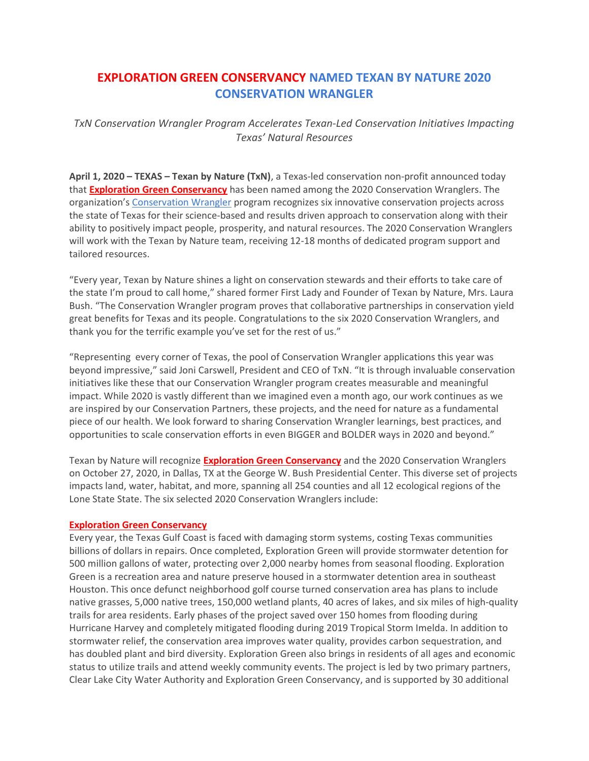# EXPLORATION GREEN CONSERVANCY NAMED TEXAN BY NATURE 2020 CONSERVATION WRANGLER

*TxN Conservation Wrangler Program Accelerates Texan-Led Conservation Initiatives Impacting Texas' Natural Resources*

**April 1, 2020 – TEXAS – Texan by Nature (TxN)**, a Texas-led conservation non-profit announced today that **Exploration Green Conservancy** has been named among the 2020 Conservation Wranglers. The organization's Conservation Wrangler program recognizes six innovative conservation projects across the state of Texas for their science-based and results driven approach to conservation along with their ability to positively impact people, prosperity, and natural resources. The 2020 Conservation Wranglers will work with the Texan by Nature team, receiving 12-18 months of dedicated program support and tailored resources.

"Every year, Texan by Nature shines a light on conservation stewards and their efforts to take care of the state I'm proud to call home," shared former First Lady and Founder of Texan by Nature, Mrs. Laura Bush. "The Conservation Wrangler program proves that collaborative partnerships in conservation yield great benefits for Texas and its people. Congratulations to the six 2020 Conservation Wranglers, and thank you for the terrific example you've set for the rest of us."

"Representing every corner of Texas, the pool of Conservation Wrangler applications this year was beyond impressive," said Joni Carswell, President and CEO of TxN. "It is through invaluable conservation initiatives like these that our Conservation Wrangler program creates measurable and meaningful impact. While 2020 is vastly different than we imagined even a month ago, our work continues as we are inspired by our Conservation Partners, these projects, and the need for nature as a fundamental piece of our health. We look forward to sharing Conservation Wrangler learnings, best practices, and opportunities to scale conservation efforts in even BIGGER and BOLDER ways in 2020 and beyond."

Texan by Nature will recognize **Exploration Green Conservancy** and the 2020 Conservation Wranglers on October 27, 2020, in Dallas, TX at the George W. Bush Presidential Center. This diverse set of projects impacts land, water, habitat, and more, spanning all 254 counties and all 12 ecological regions of the Lone State State. The six selected 2020 Conservation Wranglers include:

**Exploration Green Conservancy**

Every year, the Texas Gulf Coast is faced with damaging storm systems, costing Texas communities billions of dollars in repairs. Once completed, Exploration Green will provide stormwater detention for 500 million gallons of water, protecting over 2,000 nearby homes from seasonal flooding. Exploration Green is a recreation area and nature preserve housed in a stormwater detention area in southeast Houston. This once defunct neighborhood golf course turned conservation area has plans to include native grasses, 5,000 native trees, 150,000 wetland plants, 40 acres of lakes, and six miles of high-quality trails for area residents. Early phases of the project saved over 150 homes from flooding during Hurricane Harvey and completely mitigated flooding during 2019 Tropical Storm Imelda. In addition to stormwater relief, the conservation area improves water quality, provides carbon sequestration, and has doubled plant and bird diversity. Exploration Green also brings in residents of all ages and economic status to utilize trails and attend weekly community events. The project is led by two primary partners, Clear Lake City Water Authority and Exploration Green Conservancy, and is supported by 30 additional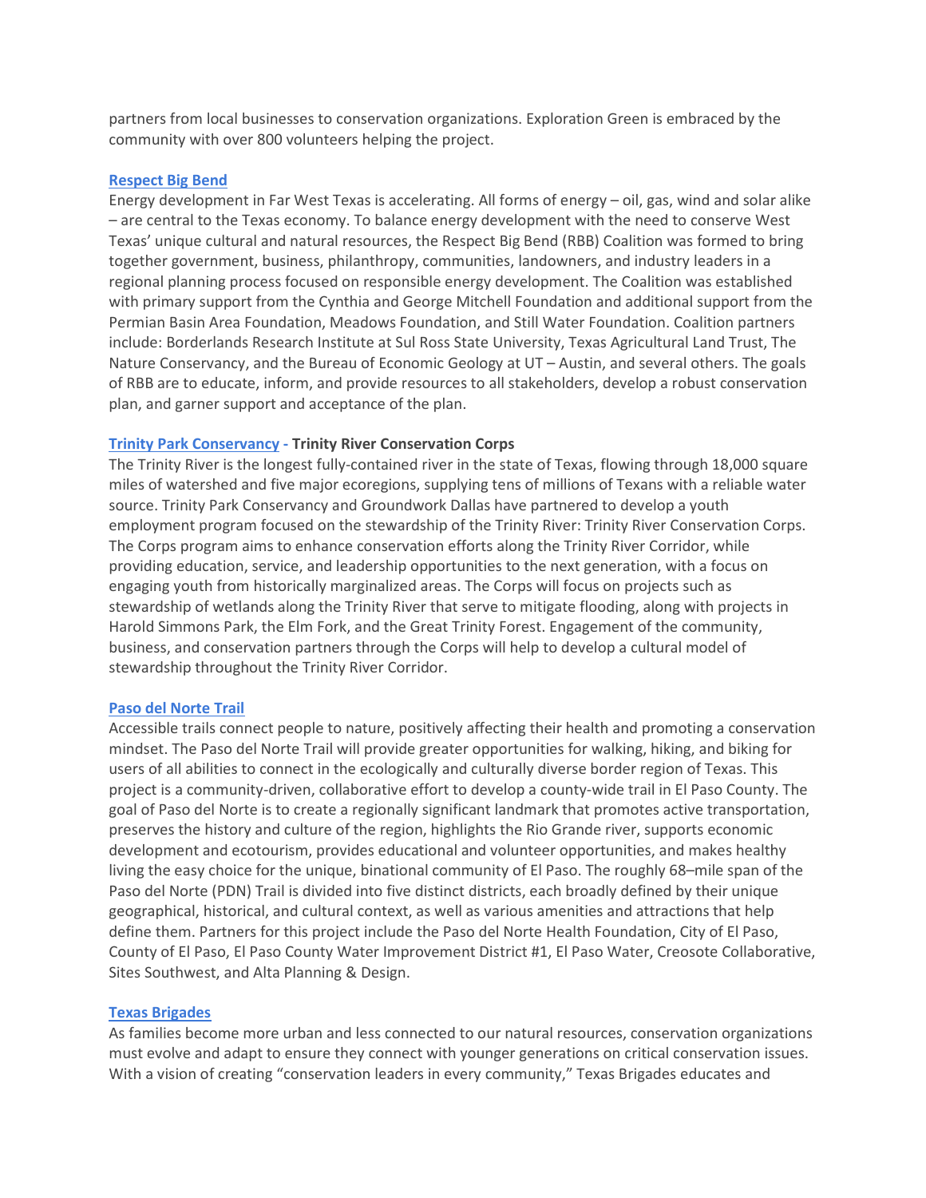partners from local businesses to conservation organizations. Exploration Green is embraced by the community with over 800 volunteers helping the project.

**Respect Big Bend**

Energy development in Far West Texas is accelerating. All forms of energy – oil, gas, wind and solar alike – are central to the Texas economy. To balance energy development with the need to conserve West Texas' unique cultural and natural resources, the Respect Big Bend (RBB) Coalition was formed to bring together government, business, philanthropy, communities, landowners, and industry leaders in a regional planning process focused on responsible energy development. The Coalition was established with primary support from the Cynthia and George Mitchell Foundation and additional support from the Permian Basin Area Foundation, Meadows Foundation, and Still Water Foundation. Coalition partners include: Borderlands Research Institute at Sul Ross State University, Texas Agricultural Land Trust, The Nature Conservancy, and the Bureau of Economic Geology at UT – Austin, and several others. The goals of RBB are to educate, inform, and provide resources to all stakeholders, develop a robust conservation plan, and garner support and acceptance of the plan.

**Trinity Park Conservancy - Trinity River Conservation Corps**

The Trinity River is the longest fully-contained river in the state of Texas, flowing through 18,000 square miles of watershed and five major ecoregions, supplying tens of millions of Texans with a reliable water source. Trinity Park Conservancy and Groundwork Dallas have partnered to develop a youth employment program focused on the stewardship of the Trinity River: Trinity River Conservation Corps. The Corps program aims to enhance conservation efforts along the Trinity River Corridor, while providing education, service, and leadership opportunities to the next generation, with a focus on engaging youth from historically marginalized areas. The Corps will focus on projects such as stewardship of wetlands along the Trinity River that serve to mitigate flooding, along with projects in Harold Simmons Park, the Elm Fork, and the Great Trinity Forest. Engagement of the community, business, and conservation partners through the Corps will help to develop a cultural model of stewardship throughout the Trinity River Corridor.

**Paso del Norte Trail**

Accessible trails connect people to nature, positively affecting their health and promoting a conservation mindset. The Paso del Norte Trail will provide greater opportunities for walking, hiking, and biking for users of all abilities to connect in the ecologically and culturally diverse border region of Texas. This project is a community-driven, collaborative effort to develop a county-wide trail in El Paso County. The goal of Paso del Norte is to create a regionally significant landmark that promotes active transportation, preserves the history and culture of the region, highlights the Rio Grande river, supports economic development and ecotourism, provides educational and volunteer opportunities, and makes healthy living the easy choice for the unique, binational community of El Paso. The roughly 68–mile span of the Paso del Norte (PDN) Trail is divided into five distinct districts, each broadly defined by their unique geographical, historical, and cultural context, as well as various amenities and attractions that help define them. Partners for this project include the Paso del Norte Health Foundation, City of El Paso, County of El Paso, El Paso County Water Improvement District #1, El Paso Water, Creosote Collaborative, Sites Southwest, and Alta Planning & Design.

**Texas Brigades**

As families become more urban and less connected to our natural resources, conservation organizations must evolve and adapt to ensure they connect with younger generations on critical conservation issues. With a vision of creating "conservation leaders in every community," Texas Brigades educates and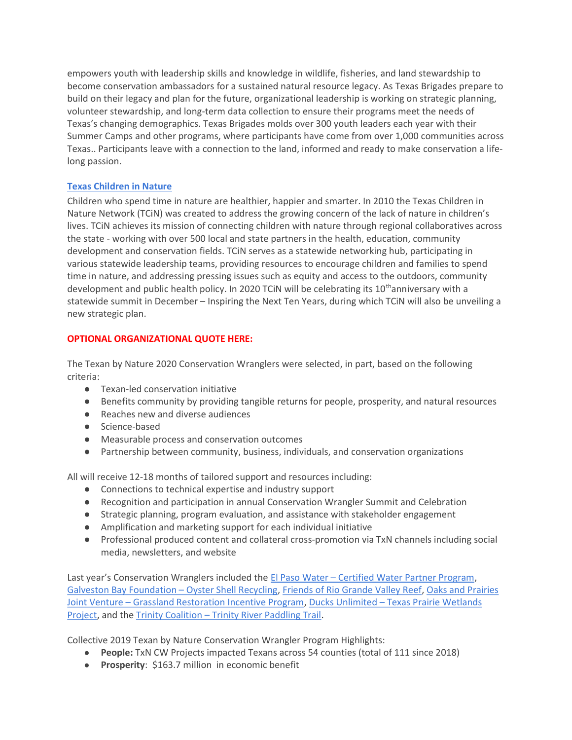empowers youth with leadership skills and knowledge in wildlife, fisheries, and land stewardship to become conservation ambassadors for a sustained natural resource legacy. As Texas Brigades prepare to build on their legacy and plan for the future, organizational leadership is working on strategic planning, volunteer stewardship, and long-term data collection to ensure their programs meet the needs of Texas's changing demographics. Texas Brigades molds over 300 youth leaders each year with their Summer Camps and other programs, where participants have come from over 1,000 communities across Texas.. Participants leave with a connection to the land, informed and ready to make conservation a life-long passion.

**Texas Children in Nature**

Children who spend time in nature are healthier, happier and smarter. In 2010 the Texas Children in Nature Network (TCiN) was created to address the growing concern of the lack of nature in children's lives. TCiN achieves its mission of connecting children with nature through regional collaboratives across the state - working with over 500 local and state partners in the health, education, community development and conservation fields. TCiN serves as a statewide networking hub, participating in various statewide leadership teams, providing resources to encourage children and families to spend time in nature, and addressing pressing issues such as equity and access to the outdoors, community development and public health policy. In 2020 TCiN will be celebrating its 10th anniversary with a statewide summit in December – Inspiring the Next Ten Years, during which TCiN will also be unveiling a new strategic plan.

**OPTIONAL ORGANIZATIONAL QUOTE HERE:**

The Texan by Nature 2020 Conservation Wranglers were selected, in part, based on the following criteria:

- Texan-led conservation initiative
- Benefits community by providing tangible returns for people, prosperity, and natural resources
- Reaches new and diverse audiences
- Science-based
- Measurable process and conservation outcomes
- Partnership between community, business, individuals, and conservation organizations

All will receive 12-18 months of tailored support and resources including:

- Connections to technical expertise and industry support
- Recognition and participation in annual Conservation Wrangler Summit and Celebration
- Strategic planning, program evaluation, and assistance with stakeholder engagement
- Amplification and marketing support for each individual initiative
- Professional produced content and collateral cross-promotion via TxN channels including social media, newsletters, and website

Last year's Conservation Wranglers included the El Paso Water – Certified Water Partner Program, Galveston Bay Foundation – Oyster Shell Recycling, Friends of Rio Grande Valley Reef, Oaks and Prairies Joint Venture – Grassland Restoration Incentive Program, Ducks Unlimited – Texas Prairie Wetlands Project, and the Trinity Coalition – Trinity River Paddling Trail.

Collective 2019 Texan by Nature Conservation Wrangler Program Highlights:

- **People:** TxN CW Projects impacted Texans across 54 counties (total of 111 since 2018)
- **Prosperity**: $163.7 million in economic benefit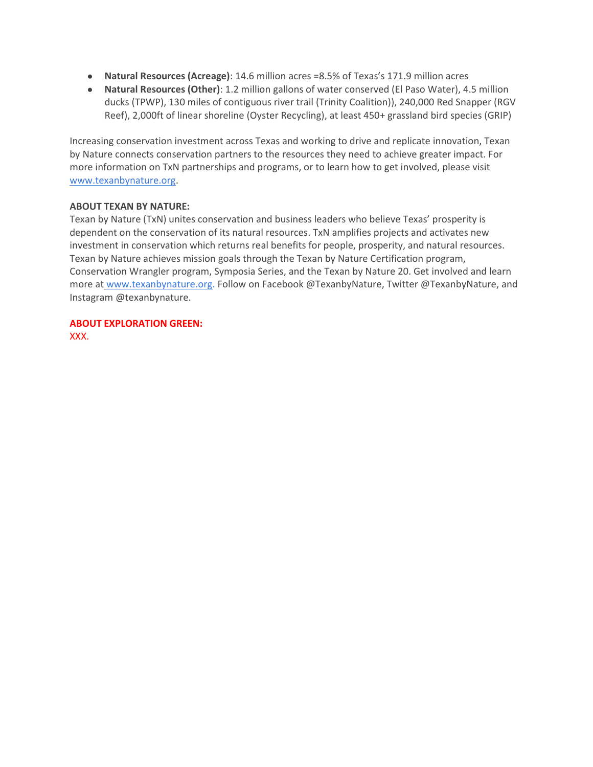- **Natural Resources (Acreage)**: 14.6 million acres =8.5% of Texas's 171.9 million acres
- **Natural Resources (Other)**: 1.2 million gallons of water conserved (El Paso Water), 4.5 million ducks (TPWP), 130 miles of contiguous river trail (Trinity Coalition)), 240,000 Red Snapper (RGV Reef), 2,000ft of linear shoreline (Oyster Recycling), at least 450+ grassland bird species (GRIP)

Increasing conservation investment across Texas and working to drive and replicate innovation, Texan by Nature connects conservation partners to the resources they need to achieve greater impact. For more information on TxN partnerships and programs, or to learn how to get involved, please visit [www.texanbynature.org](http://www.texanbynature.org).

**ABOUT TEXAN BY NATURE:**
Texan by Nature (TxN) unites conservation and business leaders who believe Texas' prosperity is dependent on the conservation of its natural resources. TxN amplifies projects and activates new investment in conservation which returns real benefits for people, prosperity, and natural resources. Texan by Nature achieves mission goals through the Texan by Nature Certification program, Conservation Wrangler program, Symposia Series, and the Texan by Nature 20. Get involved and learn more at [www.texanbynature.org](http://www.texanbynature.org). Follow on Facebook @TexanbyNature, Twitter @TexanbyNature, and Instagram @texanbynature.

**ABOUT EXPLORATION GREEN:**
XXX.